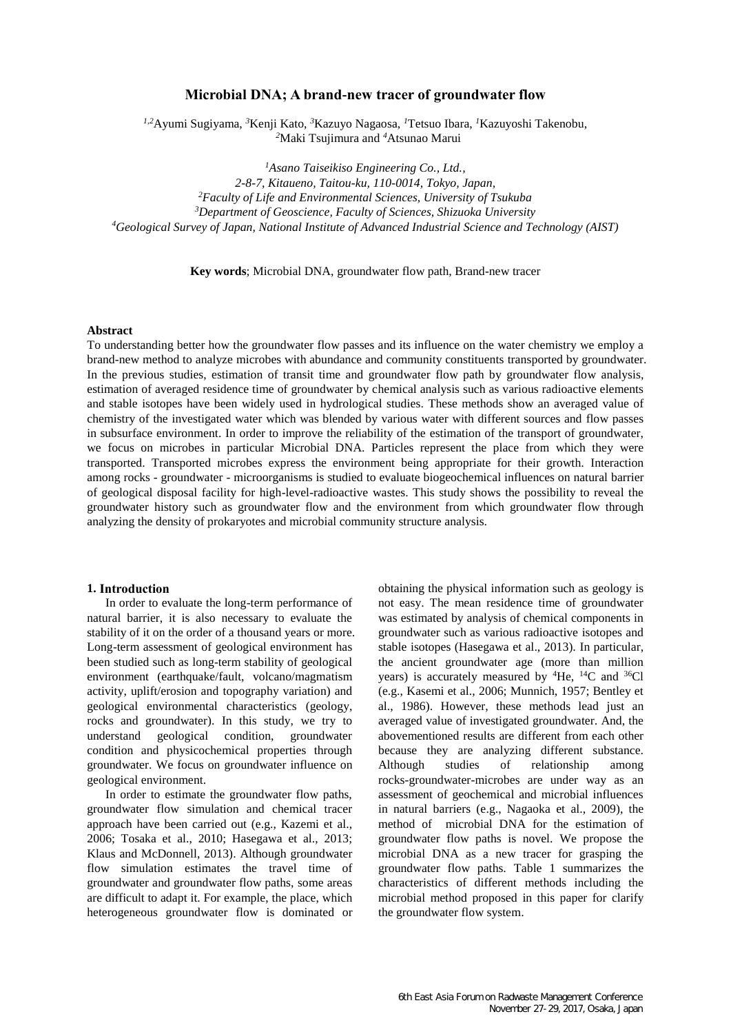# Microbial DNA; A brand-new tracer of groundwater flow

[1,2]Ayumi Sugiyama, [3]Kenji Kato, [3]Kazuyo Nagaosa, [1]Tetsuo Ibara, [1]Kazuyoshi Takenobu, [2]Maki Tsujimura and [4]Atsunao Marui

[1]*Asano Taiseikiso Engineering Co., Ltd., 2-8-7, Kitaueno, Taitou-ku, 110-0014, Tokyo, Japan,*
[2]*Faculty of Life and Environmental Sciences, University of Tsukuba*
[3]*Department of Geoscience, Faculty of Sciences, Shizuoka University*
[4]*Geological Survey of Japan, National Institute of Advanced Industrial Science and Technology (AIST)*

**Key words**; Microbial DNA, groundwater flow path, Brand-new tracer

**Abstract**

To understanding better how the groundwater flow passes and its influence on the water chemistry we employ a brand-new method to analyze microbes with abundance and community constituents transported by groundwater. In the previous studies, estimation of transit time and groundwater flow path by groundwater flow analysis, estimation of averaged residence time of groundwater by chemical analysis such as various radioactive elements and stable isotopes have been widely used in hydrological studies. These methods show an averaged value of chemistry of the investigated water which was blended by various water with different sources and flow passes in subsurface environment. In order to improve the reliability of the estimation of the transport of groundwater, we focus on microbes in particular Microbial DNA. Particles represent the place from which they were transported. Transported microbes express the environment being appropriate for their growth. Interaction among rocks - groundwater - microorganisms is studied to evaluate biogeochemical influences on natural barrier of geological disposal facility for high-level-radioactive wastes. This study shows the possibility to reveal the groundwater history such as groundwater flow and the environment from which groundwater flow through analyzing the density of prokaryotes and microbial community structure analysis.

## 1. Introduction

In order to evaluate the long-term performance of natural barrier, it is also necessary to evaluate the stability of it on the order of a thousand years or more. Long-term assessment of geological environment has been studied such as long-term stability of geological environment (earthquake/fault, volcano/magmatism activity, uplift/erosion and topography variation) and geological environmental characteristics (geology, rocks and groundwater). In this study, we try to understand geological condition, groundwater condition and physicochemical properties through groundwater. We focus on groundwater influence on geological environment.

In order to estimate the groundwater flow paths, groundwater flow simulation and chemical tracer approach have been carried out (e.g., Kazemi et al., 2006; Tosaka et al., 2010; Hasegawa et al., 2013; Klaus and McDonnell, 2013). Although groundwater flow simulation estimates the travel time of groundwater and groundwater flow paths, some areas are difficult to adapt it. For example, the place, which heterogeneous groundwater flow is dominated or obtaining the physical information such as geology is not easy. The mean residence time of groundwater was estimated by analysis of chemical components in groundwater such as various radioactive isotopes and stable isotopes (Hasegawa et al., 2013). In particular, the ancient groundwater age (more than million years) is accurately measured by $^{4}He$, $^{14}C$ and $^{36}Cl$ (e.g., Kasemi et al., 2006; Munnich, 1957; Bentley et al., 1986). However, these methods lead just an averaged value of investigated groundwater. And, the abovementioned results are different from each other because they are analyzing different substance. Although studies of relationship among rocks-groundwater-microbes are under way as an assessment of geochemical and microbial influences in natural barriers (e.g., Nagaoka et al., 2009), the method of microbial DNA for the estimation of groundwater flow paths is novel. We propose the microbial DNA as a new tracer for grasping the groundwater flow paths. Table 1 summarizes the characteristics of different methods including the microbial method proposed in this paper for clarify the groundwater flow system.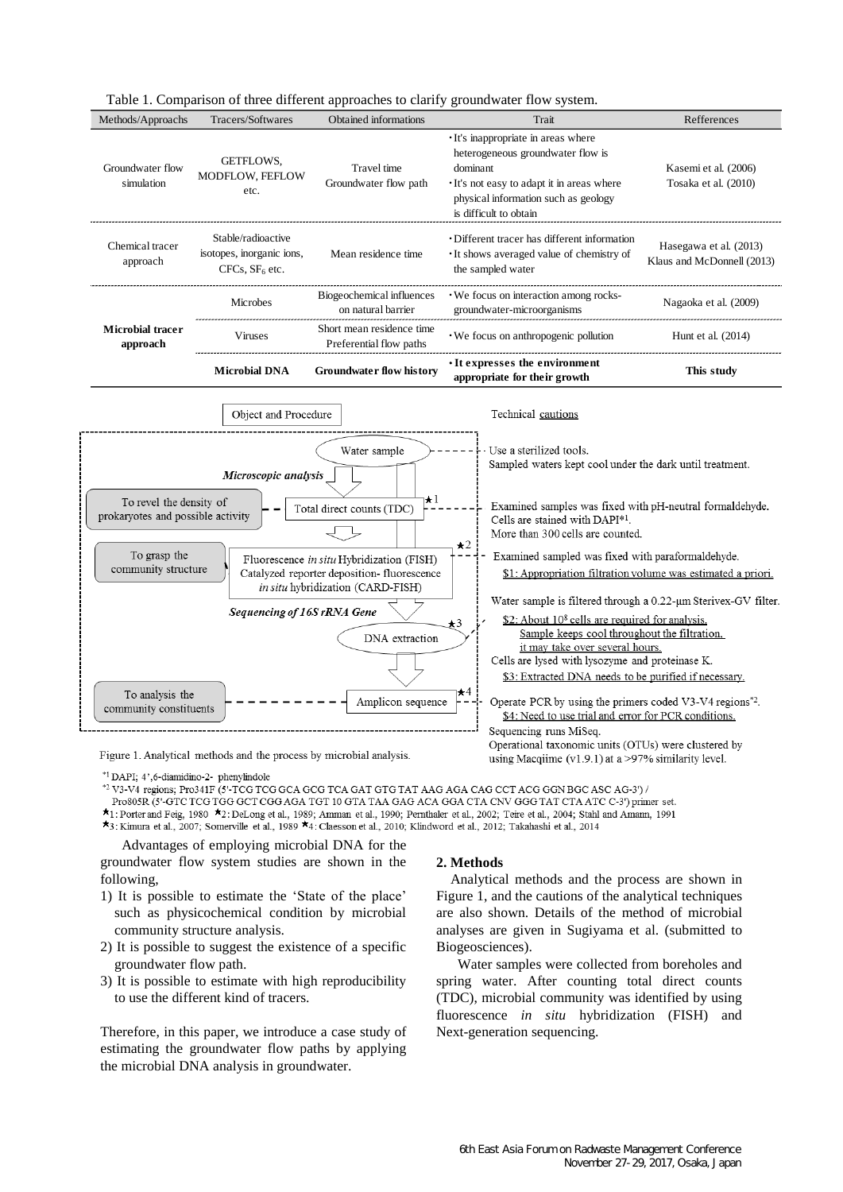Table 1. Comparison of three different approaches to clarify groundwater flow system.

| Methods/Approachs | Tracers/Softwares | Obtained informations | Trait | Refferences |
|---|---|---|---|---|
| Groundwater flow simulation | GETFLOWS, MODFLOW, FEFLOW etc. | Travel time Groundwater flow path | ・It's inappropriate in areas where heterogeneous groundwater flow is dominant ・It's not easy to adapt it in areas where physical information such as geology is difficult to obtain | Kasemi et al. (2006) Tosaka et al. (2010) |
| Chemical tracer approach | Stable/radioactive isotopes, inorganic ions, CFCs, $SF_6$ etc. | Mean residence time | ・Different tracer has different information ・It shows averaged value of chemistry of the sampled water | Hasegawa et al. (2013) Klaus and McDonnell (2013) |
| **Microbial tracer approach** | Microbes | Biogeochemical influences on natural barrier | ・We focus on interaction among rocks-groundwater-microorganisms | Nagaoka et al. (2009) |
| | Viruses | Short mean residence time Preferential flow paths | ・We focus on anthropogenic pollution | Hunt et al. (2014) |
| | **Microbial DNA** | **Groundwater flow history** | **・It expresses the environment appropriate for their growth** | **This study** |

Object and Procedure | Technical cautions

- Water sample — Use a sterilized tools. Sampled waters kept cool under the dark until treatment.
- *Microscopic analysis*
  - Total direct counts (TDC) ★1 — To revel the density of prokaryotes and possible activity. Examined samples was fixed with pH-neutral formaldehyde. Cells are stained with DAPI*1. More than 300 cells are counted.
  - Fluorescence *in situ* Hybridization (FISH) Catalyzed reporter deposition- fluorescence *in situ* hybridization (CARD-FISH) ★2 — To grasp the community structure. Examined sampled was fixed with paraformaldehyde. $1: Appropriation filtration volume was estimated a priori.
- *Sequencing of 16S rRNA Gene*
  - Water sample is filtered through a 0.22-μm Sterivex-GV filter. $2: About $10^8$ cells are required for analysis. Sample keeps cool throughout the filtration, it may take over several hours.
  - DNA extraction ★3 — Cells are lysed with lysozyme and proteinase K. $3: Extracted DNA needs to be purified if necessary.
  - Amplicon sequence ★4 — To analysis the community constituents. Operate PCR by using the primers coded V3-V4 regions*2. $4: Need to use trial and error for PCR conditions. Sequencing runs MiSeq. Operational taxonomic units (OTUs) were clustered by using Macqiime (v1.9.1) at a >97% similarity level.

Figure 1. Analytical methods and the process by microbial analysis.

*1 DAPI; 4',6-diamidino-2- phenylindole

*2 V3-V4 regions; Pro341F (5'-TCG TCG GCA GCG TCA GAT GTG TAT AAG AGA CAG CCT ACG GGN BGC ASC AG-3') / Pro805R (5'-GTC TCG TGG GCT CGG AGA TGT 10 GTA TAA GAG ACA GGA CTA CNV GGG TAT CTA ATC C-3') primer set.

★1: Porter and Feig, 1980 ★2: DeLong et al., 1989; Amman et al., 1990; Pernthaler et al., 2002; Teire et al., 2004; Stahl and Amann, 1991
★3: Kimura et al., 2007; Somerville et al., 1989 ★4: Claesson et al., 2010; Klindword et al., 2012; Takahashi et al., 2014

Advantages of employing microbial DNA for the groundwater flow system studies are shown in the following,

1) It is possible to estimate the 'State of the place' such as physicochemical condition by microbial community structure analysis.
2) It is possible to suggest the existence of a specific groundwater flow path.
3) It is possible to estimate with high reproducibility to use the different kind of tracers.

Therefore, in this paper, we introduce a case study of estimating the groundwater flow paths by applying the microbial DNA analysis in groundwater.

## 2. Methods

Analytical methods and the process are shown in Figure 1, and the cautions of the analytical techniques are also shown. Details of the method of microbial analyses are given in Sugiyama et al. (submitted to Biogeosciences).

Water samples were collected from boreholes and spring water. After counting total direct counts (TDC), microbial community was identified by using fluorescence *in situ* hybridization (FISH) and Next-generation sequencing.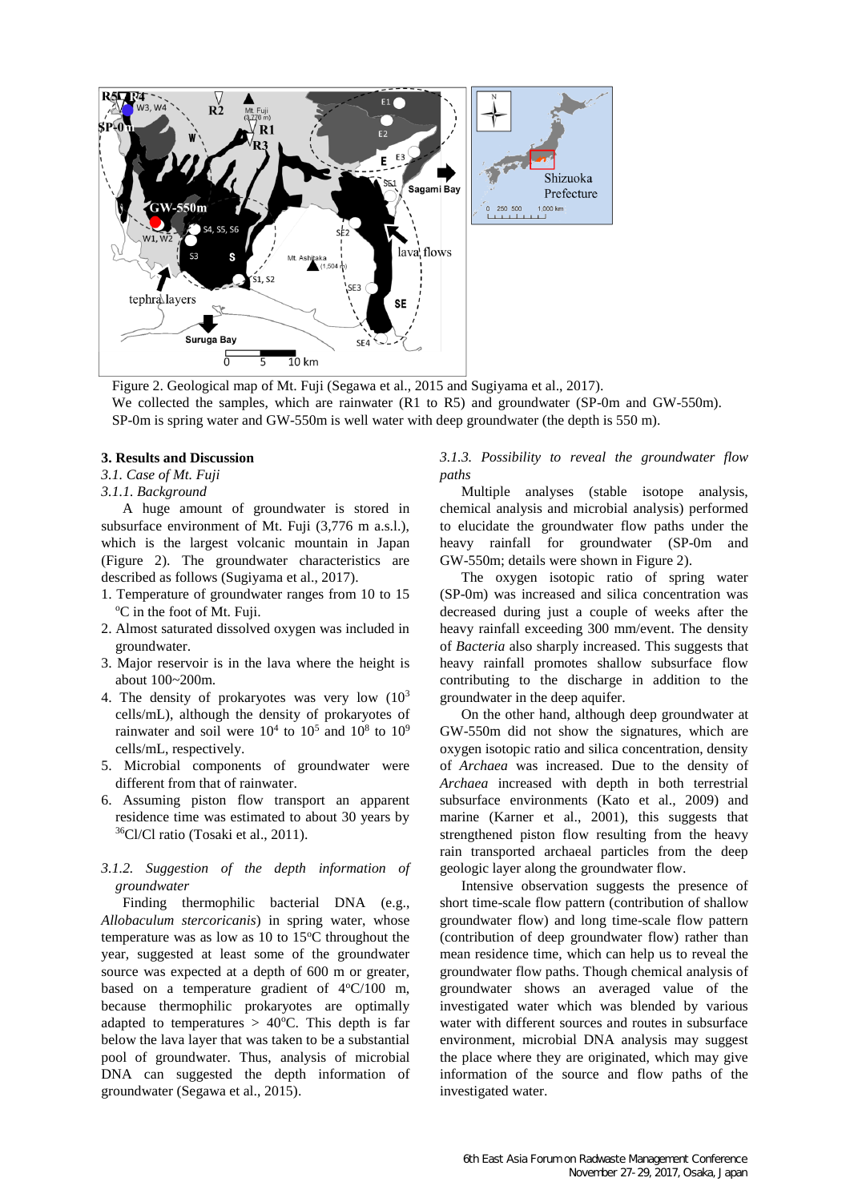Figure 2. Geological map of Mt. Fuji (Segawa et al., 2015 and Sugiyama et al., 2017).
We collected the samples, which are rainwater (R1 to R5) and groundwater (SP-0m and GW-550m). SP-0m is spring water and GW-550m is well water with deep groundwater (the depth is 550 m).

## 3. Results and Discussion

### *3.1. Case of Mt. Fuji*

#### *3.1.1. Background*

A huge amount of groundwater is stored in subsurface environment of Mt. Fuji (3,776 m a.s.l.), which is the largest volcanic mountain in Japan (Figure 2). The groundwater characteristics are described as follows (Sugiyama et al., 2017).

1. Temperature of groundwater ranges from 10 to 15 $^{o}$C in the foot of Mt. Fuji.
2. Almost saturated dissolved oxygen was included in groundwater.
3. Major reservoir is in the lava where the height is about 100~200m.
4. The density of prokaryotes was very low ($10^3$ cells/mL), although the density of prokaryotes of rainwater and soil were $10^4$ to $10^5$ and $10^8$ to $10^9$ cells/mL, respectively.
5. Microbial components of groundwater were different from that of rainwater.
6. Assuming piston flow transport an apparent residence time was estimated to about 30 years by $^{36}$Cl/Cl ratio (Tosaki et al., 2011).

#### *3.1.2. Suggestion of the depth information of groundwater*

Finding thermophilic bacterial DNA (e.g., *Allobaculum stercoricanis*) in spring water, whose temperature was as low as 10 to 15$^{o}$C throughout the year, suggested at least some of the groundwater source was expected at a depth of 600 m or greater, based on a temperature gradient of 4$^{o}$C/100 m, because thermophilic prokaryotes are optimally adapted to temperatures > 40$^{o}$C. This depth is far below the lava layer that was taken to be a substantial pool of groundwater. Thus, analysis of microbial DNA can suggested the depth information of groundwater (Segawa et al., 2015).

#### *3.1.3. Possibility to reveal the groundwater flow paths*

Multiple analyses (stable isotope analysis, chemical analysis and microbial analysis) performed to elucidate the groundwater flow paths under the heavy rainfall for groundwater (SP-0m and GW-550m; details were shown in Figure 2).

The oxygen isotopic ratio of spring water (SP-0m) was increased and silica concentration was decreased during just a couple of weeks after the heavy rainfall exceeding 300 mm/event. The density of *Bacteria* also sharply increased. This suggests that heavy rainfall promotes shallow subsurface flow contributing to the discharge in addition to the groundwater in the deep aquifer.

On the other hand, although deep groundwater at GW-550m did not show the signatures, which are oxygen isotopic ratio and silica concentration, density of *Archaea* was increased. Due to the density of *Archaea* increased with depth in both terrestrial subsurface environments (Kato et al., 2009) and marine (Karner et al., 2001), this suggests that strengthened piston flow resulting from the heavy rain transported archaeal particles from the deep geologic layer along the groundwater flow.

Intensive observation suggests the presence of short time-scale flow pattern (contribution of shallow groundwater flow) and long time-scale flow pattern (contribution of deep groundwater flow) rather than mean residence time, which can help us to reveal the groundwater flow paths. Though chemical analysis of groundwater shows an averaged value of the investigated water which was blended by various water with different sources and routes in subsurface environment, microbial DNA analysis may suggest the place where they are originated, which may give information of the source and flow paths of the investigated water.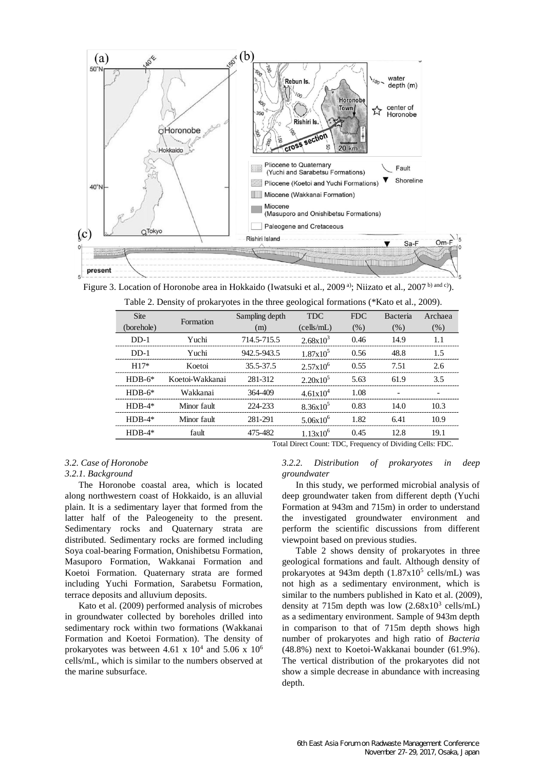Figure 3. Location of Horonobe area in Hokkaido (Iwatsuki et al., 2009 [a]; Niizato et al., 2007 [b) and c)]).

Table 2. Density of prokaryotes in the three geological formations (*Kato et al., 2009).

| Site (borehole) | Formation | Sampling depth (m) | TDC (cells/mL) | FDC (%) | Bacteria (%) | Archaea (%) |
|---|---|---|---|---|---|---|
| DD-1 | Yuchi | 714.5-715.5 | $2.68\text{x}10^3$ | 0.46 | 14.9 | 1.1 |
| DD-1 | Yuchi | 942.5-943.5 | $1.87\text{x}10^5$ | 0.56 | 48.8 | 1.5 |
| H17* | Koetoi | 35.5-37.5 | $2.57\text{x}10^6$ | 0.55 | 7.51 | 2.6 |
| HDB-6* | Koetoi-Wakkanai | 281-312 | $2.20\text{x}10^5$ | 5.63 | 61.9 | 3.5 |
| HDB-6* | Wakkanai | 364-409 | $4.61\text{x}10^4$ | 1.08 | - | - |
| HDB-4* | Minor fault | 224-233 | $8.36\text{x}10^5$ | 0.83 | 14.0 | 10.3 |
| HDB-4* | Minor fault | 281-291 | $5.06\text{x}10^6$ | 1.82 | 6.41 | 10.9 |
| HDB-4* | fault | 475-482 | $1.13\text{x}10^6$ | 0.45 | 12.8 | 19.1 |

Total Direct Count: TDC, Frequency of Dividing Cells: FDC.

### *3.2. Case of Horonobe*

#### *3.2.1. Background*

The Horonobe coastal area, which is located along northwestern coast of Hokkaido, is an alluvial plain. It is a sedimentary layer that formed from the latter half of the Paleogeneity to the present. Sedimentary rocks and Quaternary strata are distributed. Sedimentary rocks are formed including Soya coal-bearing Formation, Onishibetsu Formation, Masuporo Formation, Wakkanai Formation and Koetoi Formation. Quaternary strata are formed including Yuchi Formation, Sarabetsu Formation, terrace deposits and alluvium deposits.

Kato et al. (2009) performed analysis of microbes in groundwater collected by boreholes drilled into sedimentary rock within two formations (Wakkanai Formation and Koetoi Formation). The density of prokaryotes was between 4.61 x $10^4$ and 5.06 x $10^6$ cells/mL, which is similar to the numbers observed at the marine subsurface.

#### *3.2.2. Distribution of prokaryotes in deep groundwater*

In this study, we performed microbial analysis of deep groundwater taken from different depth (Yuchi Formation at 943m and 715m) in order to understand the investigated groundwater environment and perform the scientific discussions from different viewpoint based on previous studies.

Table 2 shows density of prokaryotes in three geological formations and fault. Although density of prokaryotes at 943m depth ($1.87\text{x}10^5$ cells/mL) was not high as a sedimentary environment, which is similar to the numbers published in Kato et al. (2009), density at 715m depth was low ($2.68\text{x}10^3$ cells/mL) as a sedimentary environment. Sample of 943m depth in comparison to that of 715m depth shows high number of prokaryotes and high ratio of *Bacteria* (48.8%) next to Koetoi-Wakkanai bounder (61.9%). The vertical distribution of the prokaryotes did not show a simple decrease in abundance with increasing depth.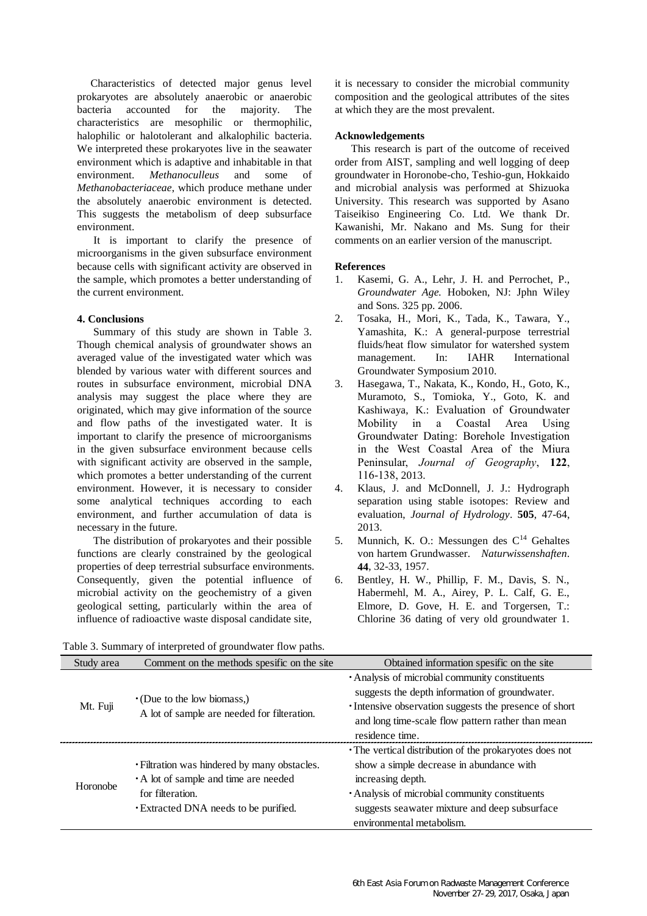Characteristics of detected major genus level prokaryotes are absolutely anaerobic or anaerobic bacteria accounted for the majority. The characteristics are mesophilic or thermophilic, halophilic or halotolerant and alkalophilic bacteria. We interpreted these prokaryotes live in the seawater environment which is adaptive and inhabitable in that environment. *Methanoculleus* and some of *Methanobacteriaceae*, which produce methane under the absolutely anaerobic environment is detected. This suggests the metabolism of deep subsurface environment.

It is important to clarify the presence of microorganisms in the given subsurface environment because cells with significant activity are observed in the sample, which promotes a better understanding of the current environment.

#### 4. Conclusions

Summary of this study are shown in Table 3. Though chemical analysis of groundwater shows an averaged value of the investigated water which was blended by various water with different sources and routes in subsurface environment, microbial DNA analysis may suggest the place where they are originated, which may give information of the source and flow paths of the investigated water. It is important to clarify the presence of microorganisms in the given subsurface environment because cells with significant activity are observed in the sample, which promotes a better understanding of the current environment. However, it is necessary to consider some analytical techniques according to each environment, and further accumulation of data is necessary in the future.

The distribution of prokaryotes and their possible functions are clearly constrained by the geological properties of deep terrestrial subsurface environments. Consequently, given the potential influence of microbial activity on the geochemistry of a given geological setting, particularly within the area of influence of radioactive waste disposal candidate site, it is necessary to consider the microbial community composition and the geological attributes of the sites at which they are the most prevalent.

#### Acknowledgements

This research is part of the outcome of received order from AIST, sampling and well logging of deep groundwater in Horonobe-cho, Teshio-gun, Hokkaido and microbial analysis was performed at Shizuoka University. This research was supported by Asano Taiseikiso Engineering Co. Ltd. We thank Dr. Kawanishi, Mr. Nakano and Ms. Sung for their comments on an earlier version of the manuscript.

#### References

1. Kasemi, G. A., Lehr, J. H. and Perrochet, P., *Groundwater Age.* Hoboken, NJ: Jphn Wiley and Sons. 325 pp. 2006.
2. Tosaka, H., Mori, K., Tada, K., Tawara, Y., Yamashita, K.: A general-purpose terrestrial fluids/heat flow simulator for watershed system management. In: IAHR International Groundwater Symposium 2010.
3. Hasegawa, T., Nakata, K., Kondo, H., Goto, K., Muramoto, S., Tomioka, Y., Goto, K. and Kashiwaya, K.: Evaluation of Groundwater Mobility in a Coastal Area Using Groundwater Dating: Borehole Investigation in the West Coastal Area of the Miura Peninsular, *Journal of Geography*, **122**, 116-138, 2013.
4. Klaus, J. and McDonnell, J. J.: Hydrograph separation using stable isotopes: Review and evaluation, *Journal of Hydrology*. **505**, 47-64, 2013.
5. Munnich, K. O.: Messungen des $C^{14}$ Gehaltes von hartem Grundwasser. *Naturwissenshaften*. **44**, 32-33, 1957.
6. Bentley, H. W., Phillip, F. M., Davis, S. N., Habermehl, M. A., Airey, P. L. Calf, G. E., Elmore, D. Gove, H. E. and Torgersen, T.: Chlorine 36 dating of very old groundwater 1.

Table 3. Summary of interpreted of groundwater flow paths.

| Study area | Comment on the methods spesific on the site | Obtained information spesific on the site |
|---|---|---|
| Mt. Fuji | ・(Due to the low biomass,) A lot of sample are needed for filteration. | ・Analysis of microbial community constituents suggests the depth information of groundwater. ・Intensive observation suggests the presence of short and long time-scale flow pattern rather than mean residence time. |
| Horonobe | ・Filtration was hindered by many obstacles. ・A lot of sample and time are needed for filteration. ・Extracted DNA needs to be purified. | ・The vertical distribution of the prokaryotes does not show a simple decrease in abundance with increasing depth. ・Analysis of microbial community constituents suggests seawater mixture and deep subsurface environmental metabolism. |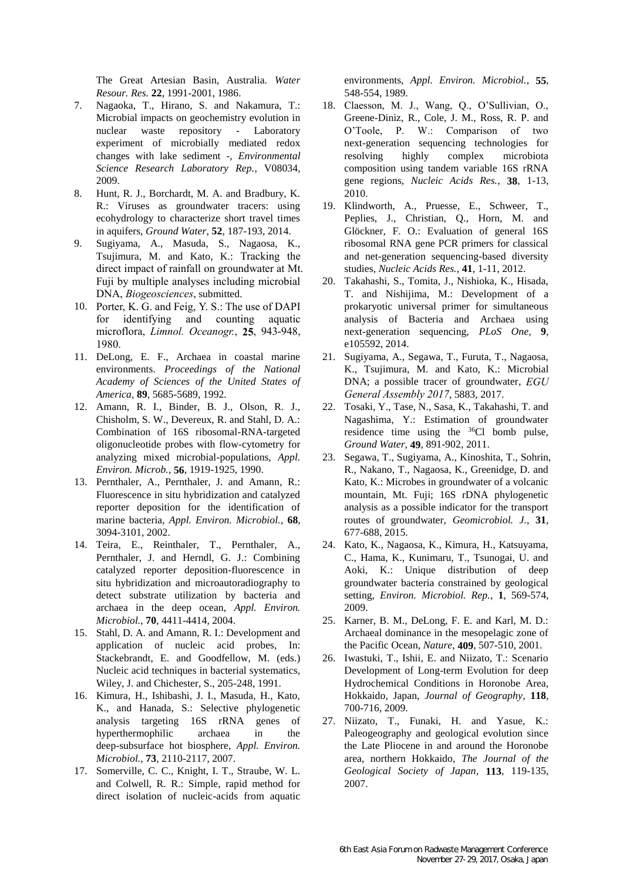The Great Artesian Basin, Australia. *Water Resour. Res.* **22**, 1991-2001, 1986.

7. Nagaoka, T., Hirano, S. and Nakamura, T.: Microbial impacts on geochemistry evolution in nuclear waste repository - Laboratory experiment of microbially mediated redox changes with lake sediment -, *Environmental Science Research Laboratory Rep.*, V08034, 2009.
8. Hunt, R. J., Borchardt, M. A. and Bradbury, K. R.: Viruses as groundwater tracers: using ecohydrology to characterize short travel times in aquifers, *Ground Water*, **52**, 187-193, 2014.
9. Sugiyama, A., Masuda, S., Nagaosa, K., Tsujimura, M. and Kato, K.: Tracking the direct impact of rainfall on groundwater at Mt. Fuji by multiple analyses including microbial DNA, *Biogeosciences*, submitted.
10. Porter, K. G. and Feig, Y. S.: The use of DAPI for identifying and counting aquatic microflora, *Limnol. Oceanogr.*, **25**, 943-948, 1980.
11. DeLong, E. F., Archaea in coastal marine environments. *Proceedings of the National Academy of Sciences of the United States of America*, **89**, 5685-5689, 1992.
12. Amann, R. I., Binder, B. J., Olson, R. J., Chisholm, S. W., Devereux, R. and Stahl, D. A.: Combination of 16S ribosomal-RNA-targeted oligonucleotide probes with flow-cytometry for analyzing mixed microbial-populations, *Appl. Environ. Microb.*, **56**, 1919-1925, 1990.
13. Pernthaler, A., Pernthaler, J. and Amann, R.: Fluorescence in situ hybridization and catalyzed reporter deposition for the identification of marine bacteria, *Appl. Environ. Microbiol.*, **68**, 3094-3101, 2002.
14. Teira, E., Reinthaler, T., Pernthaler, A., Pernthaler, J. and Herndl, G. J.: Combining catalyzed reporter deposition-fluorescence in situ hybridization and microautoradiography to detect substrate utilization by bacteria and archaea in the deep ocean, *Appl. Environ. Microbiol.*, **70**, 4411-4414, 2004.
15. Stahl, D. A. and Amann, R. I.: Development and application of nucleic acid probes, In: Stackebrandt, E. and Goodfellow, M. (eds.) Nucleic acid techniques in bacterial systematics, Wiley, J. and Chichester, S., 205-248, 1991.
16. Kimura, H., Ishibashi, J. I., Masuda, H., Kato, K., and Hanada, S.: Selective phylogenetic analysis targeting 16S rRNA genes of hyperthermophilic archaea in the deep-subsurface hot biosphere, *Appl. Environ. Microbiol.*, **73**, 2110-2117, 2007.
17. Somerville, C. C., Knight, I. T., Straube, W. L. and Colwell, R. R.: Simple, rapid method for direct isolation of nucleic-acids from aquatic environments, *Appl. Environ. Microbiol.*, **55**, 548-554, 1989.
18. Claesson, M. J., Wang, Q., O'Sullivian, O., Greene-Diniz, R., Cole, J. M., Ross, R. P. and O'Toole, P. W.: Comparison of two next-generation sequencing technologies for resolving highly complex microbiota composition using tandem variable 16S rRNA gene regions, *Nucleic Acids Res.*, **38**, 1-13, 2010.
19. Klindworth, A., Pruesse, E., Schweer, T., Peplies, J., Christian, Q., Horn, M. and Glöckner, F. O.: Evaluation of general 16S ribosomal RNA gene PCR primers for classical and net-generation sequencing-based diversity studies, *Nucleic Acids Res.*, **41**, 1-11, 2012.
20. Takahashi, S., Tomita, J., Nishioka, K., Hisada, T. and Nishijima, M.: Development of a prokaryotic universal primer for simultaneous analysis of Bacteria and Archaea using next-generation sequencing, *PLoS One*, **9**, e105592, 2014.
21. Sugiyama, A., Segawa, T., Furuta, T., Nagaosa, K., Tsujimura, M. and Kato, K.: Microbial DNA; a possible tracer of groundwater, *EGU General Assembly 2017*, 5883, 2017.
22. Tosaki, Y., Tase, N., Sasa, K., Takahashi, T. and Nagashima, Y.: Estimation of groundwater residence time using the $^{36}$Cl bomb pulse, *Ground Water*, **49**, 891-902, 2011.
23. Segawa, T., Sugiyama, A., Kinoshita, T., Sohrin, R., Nakano, T., Nagaosa, K., Greenidge, D. and Kato, K.: Microbes in groundwater of a volcanic mountain, Mt. Fuji; 16S rDNA phylogenetic analysis as a possible indicator for the transport routes of groundwater, *Geomicrobiol. J.*, **31**, 677-688, 2015.
24. Kato, K., Nagaosa, K., Kimura, H., Katsuyama, C., Hama, K., Kunimaru, T., Tsunogai, U. and Aoki, K.: Unique distribution of deep groundwater bacteria constrained by geological setting, *Environ. Microbiol. Rep.*, **1**, 569-574, 2009.
25. Karner, B. M., DeLong, F. E. and Karl, M. D.: Archaeal dominance in the mesopelagic zone of the Pacific Ocean, *Nature*, **409**, 507-510, 2001.
26. Iwastuki, T., Ishii, E. and Niizato, T.: Scenario Development of Long-term Evolution for deep Hydrochemical Conditions in Horonobe Area, Hokkaido, Japan, *Journal of Geography*, **118**, 700-716, 2009.
27. Niizato, T., Funaki, H. and Yasue, K.: Paleogeography and geological evolution since the Late Pliocene in and around the Horonobe area, northern Hokkaido, *The Journal of the Geological Society of Japan*, **113**, 119-135, 2007.